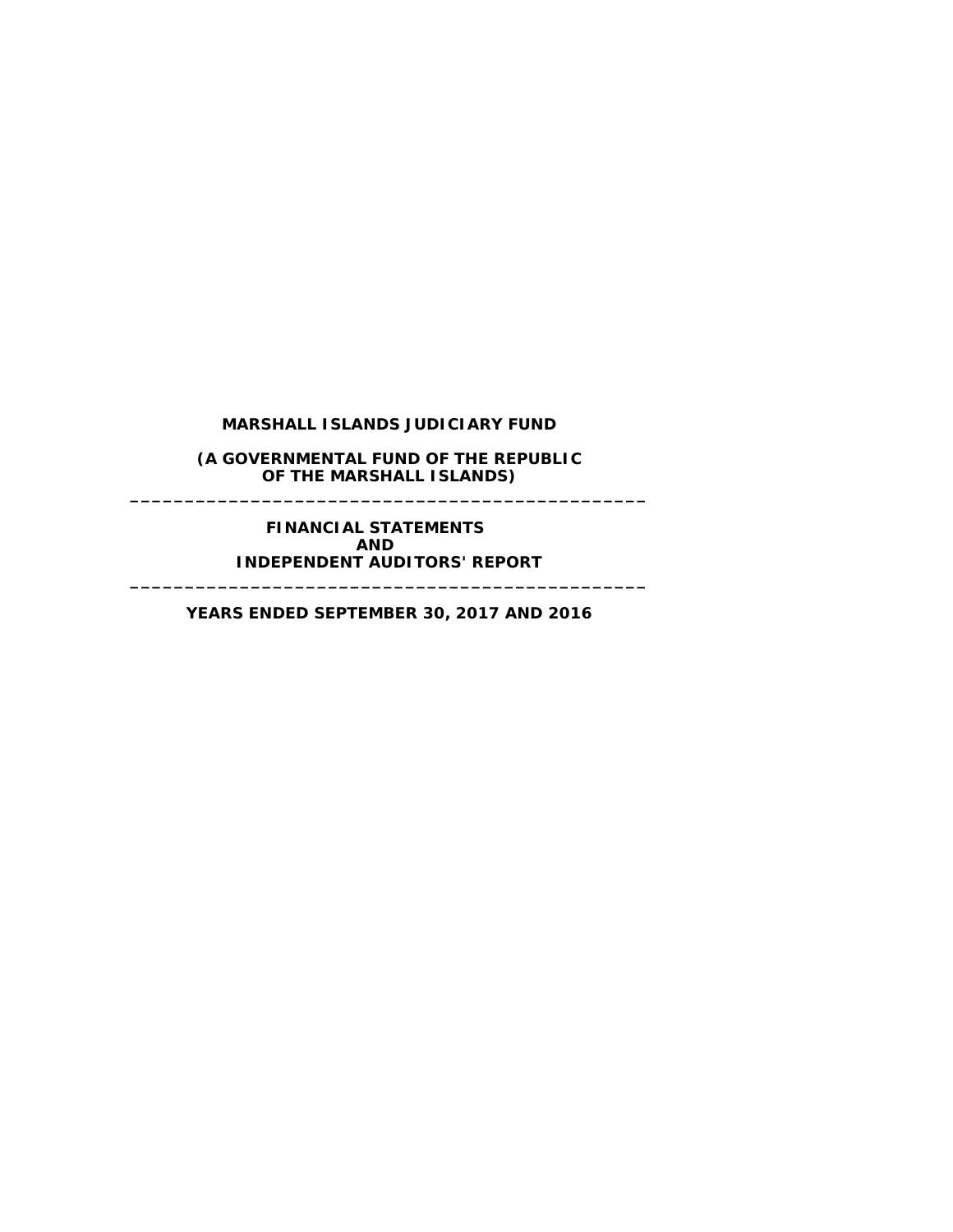# MARSHALL ISLANDS JUDICIARY FUND

**(A GOVERNMENTAL FUND OF THE REPUBLIC OF THE MARSHALL ISLANDS)**

---

**FINANCIAL STATEMENTS AND INDEPENDENT AUDITORS' REPORT**

---

**YEARS ENDED SEPTEMBER 30, 2017 AND 2016**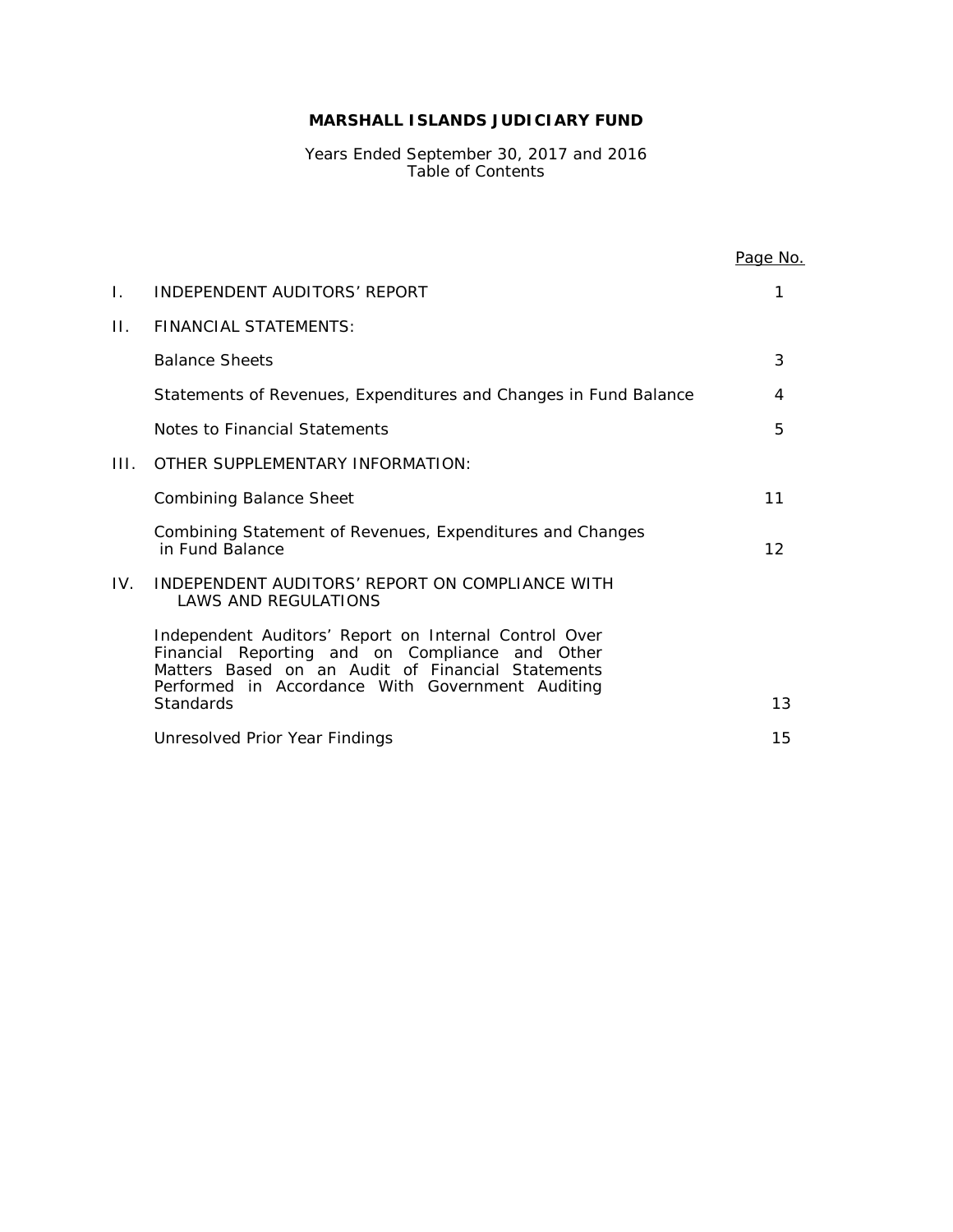# MARSHALL ISLANDS JUDICIARY FUND

Years Ended September 30, 2017 and 2016
Table of Contents

| | | Page No. |
|---|---|---|
| I. | INDEPENDENT AUDITORS' REPORT | 1 |
| II. | FINANCIAL STATEMENTS: | |
| | Balance Sheets | 3 |
| | Statements of Revenues, Expenditures and Changes in Fund Balance | 4 |
| | Notes to Financial Statements | 5 |
| III. | OTHER SUPPLEMENTARY INFORMATION: | |
| | Combining Balance Sheet | 11 |
| | Combining Statement of Revenues, Expenditures and Changes in Fund Balance | 12 |
| IV. | INDEPENDENT AUDITORS' REPORT ON COMPLIANCE WITH LAWS AND REGULATIONS | |
| | Independent Auditors' Report on Internal Control Over Financial Reporting and on Compliance and Other Matters Based on an Audit of Financial Statements Performed in Accordance With Government Auditing Standards | 13 |
| | Unresolved Prior Year Findings | 15 |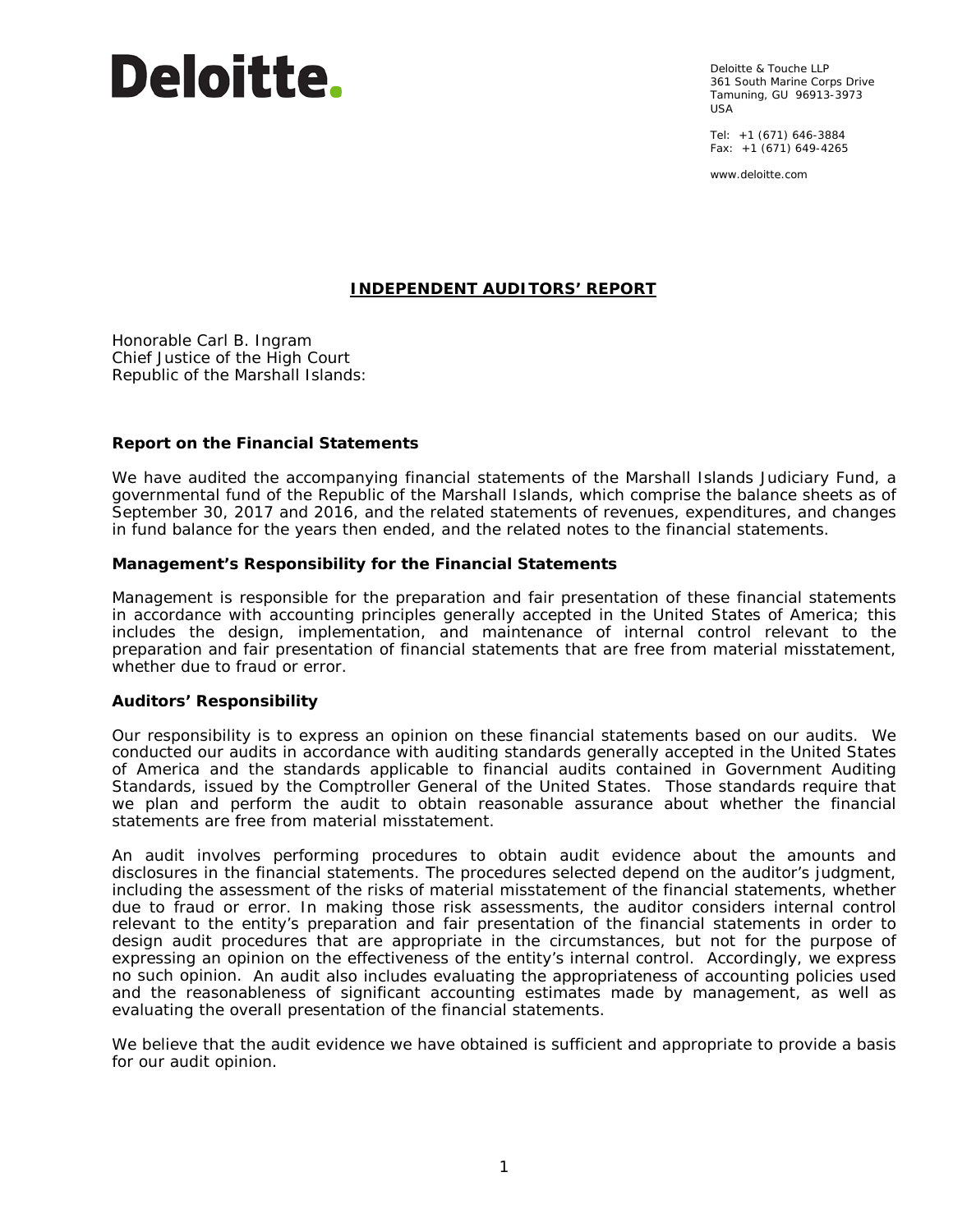# Deloitte.

Deloitte & Touche LLP
361 South Marine Corps Drive
Tamuning, GU 96913-3973
USA

Tel: +1 (671) 646-3884
Fax: +1 (671) 649-4265

www.deloitte.com

## INDEPENDENT AUDITORS' REPORT

Honorable Carl B. Ingram
Chief Justice of the High Court
Republic of the Marshall Islands:

### Report on the Financial Statements

We have audited the accompanying financial statements of the Marshall Islands Judiciary Fund, a governmental fund of the Republic of the Marshall Islands, which comprise the balance sheets as of September 30, 2017 and 2016, and the related statements of revenues, expenditures, and changes in fund balance for the years then ended, and the related notes to the financial statements.

### Management's Responsibility for the Financial Statements

Management is responsible for the preparation and fair presentation of these financial statements in accordance with accounting principles generally accepted in the United States of America; this includes the design, implementation, and maintenance of internal control relevant to the preparation and fair presentation of financial statements that are free from material misstatement, whether due to fraud or error.

### Auditors' Responsibility

Our responsibility is to express an opinion on these financial statements based on our audits. We conducted our audits in accordance with auditing standards generally accepted in the United States of America and the standards applicable to financial audits contained in Government Auditing Standards, issued by the Comptroller General of the United States. Those standards require that we plan and perform the audit to obtain reasonable assurance about whether the financial statements are free from material misstatement.

An audit involves performing procedures to obtain audit evidence about the amounts and disclosures in the financial statements. The procedures selected depend on the auditor's judgment, including the assessment of the risks of material misstatement of the financial statements, whether due to fraud or error. In making those risk assessments, the auditor considers internal control relevant to the entity's preparation and fair presentation of the financial statements in order to design audit procedures that are appropriate in the circumstances, but not for the purpose of expressing an opinion on the effectiveness of the entity's internal control. Accordingly, we express no such opinion. An audit also includes evaluating the appropriateness of accounting policies used and the reasonableness of significant accounting estimates made by management, as well as evaluating the overall presentation of the financial statements.

We believe that the audit evidence we have obtained is sufficient and appropriate to provide a basis for our audit opinion.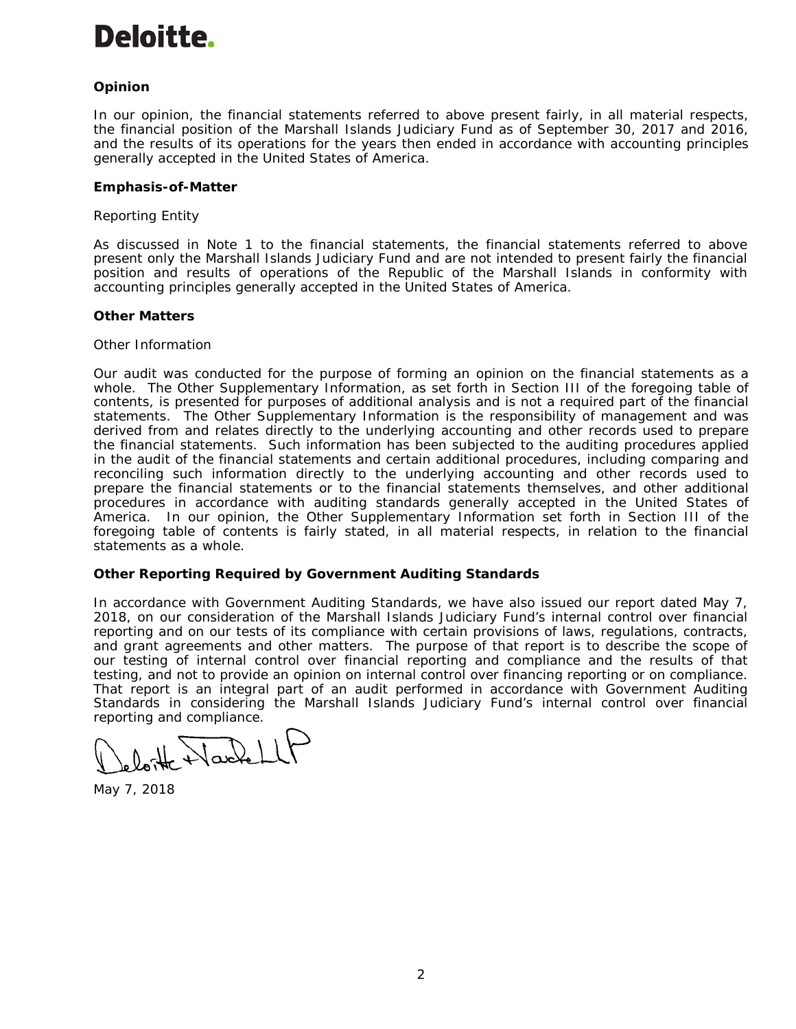**Deloitte.**

**Opinion**

In our opinion, the financial statements referred to above present fairly, in all material respects, the financial position of the Marshall Islands Judiciary Fund as of September 30, 2017 and 2016, and the results of its operations for the years then ended in accordance with accounting principles generally accepted in the United States of America.

**Emphasis-of-Matter**

Reporting Entity

As discussed in Note 1 to the financial statements, the financial statements referred to above present only the Marshall Islands Judiciary Fund and are not intended to present fairly the financial position and results of operations of the Republic of the Marshall Islands in conformity with accounting principles generally accepted in the United States of America.

**Other Matters**

Other Information

Our audit was conducted for the purpose of forming an opinion on the financial statements as a whole. The Other Supplementary Information, as set forth in Section III of the foregoing table of contents, is presented for purposes of additional analysis and is not a required part of the financial statements. The Other Supplementary Information is the responsibility of management and was derived from and relates directly to the underlying accounting and other records used to prepare the financial statements. Such information has been subjected to the auditing procedures applied in the audit of the financial statements and certain additional procedures, including comparing and reconciling such information directly to the underlying accounting and other records used to prepare the financial statements or to the financial statements themselves, and other additional procedures in accordance with auditing standards generally accepted in the United States of America. In our opinion, the Other Supplementary Information set forth in Section III of the foregoing table of contents is fairly stated, in all material respects, in relation to the financial statements as a whole.

**Other Reporting Required by Government Auditing Standards**

In accordance with Government Auditing Standards, we have also issued our report dated May 7, 2018, on our consideration of the Marshall Islands Judiciary Fund's internal control over financial reporting and on our tests of its compliance with certain provisions of laws, regulations, contracts, and grant agreements and other matters. The purpose of that report is to describe the scope of our testing of internal control over financial reporting and compliance and the results of that testing, and not to provide an opinion on internal control over financing reporting or on compliance. That report is an integral part of an audit performed in accordance with Government Auditing Standards in considering the Marshall Islands Judiciary Fund's internal control over financial reporting and compliance.

Deloitte & Touche LLP

May 7, 2018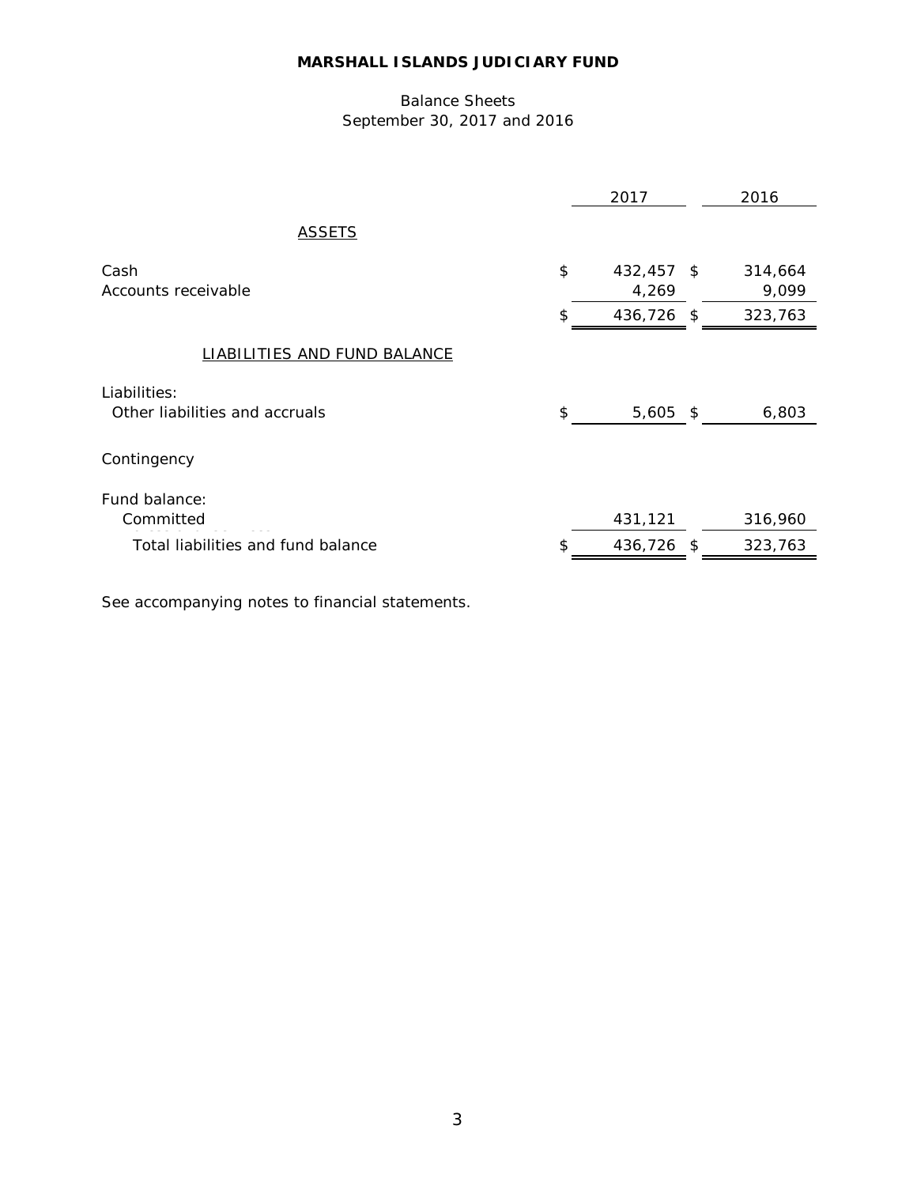# MARSHALL ISLANDS JUDICIARY FUND

Balance Sheets
September 30, 2017 and 2016

| | 2017 | 2016 |
|---|---|---|
| **ASSETS** | | |
| Cash | $ 432,457 | $ 314,664 |
| Accounts receivable | 4,269 | 9,099 |
| | $ 436,726 | $ 323,763 |
| **LIABILITIES AND FUND BALANCE** | | |
| Liabilities: | | |
| Other liabilities and accruals | $ 5,605 | $ 6,803 |
| Contingency | | |
| Fund balance: | | |
| Committed | 431,121 | 316,960 |
| Total liabilities and fund balance | $ 436,726 | $ 323,763 |

See accompanying notes to financial statements.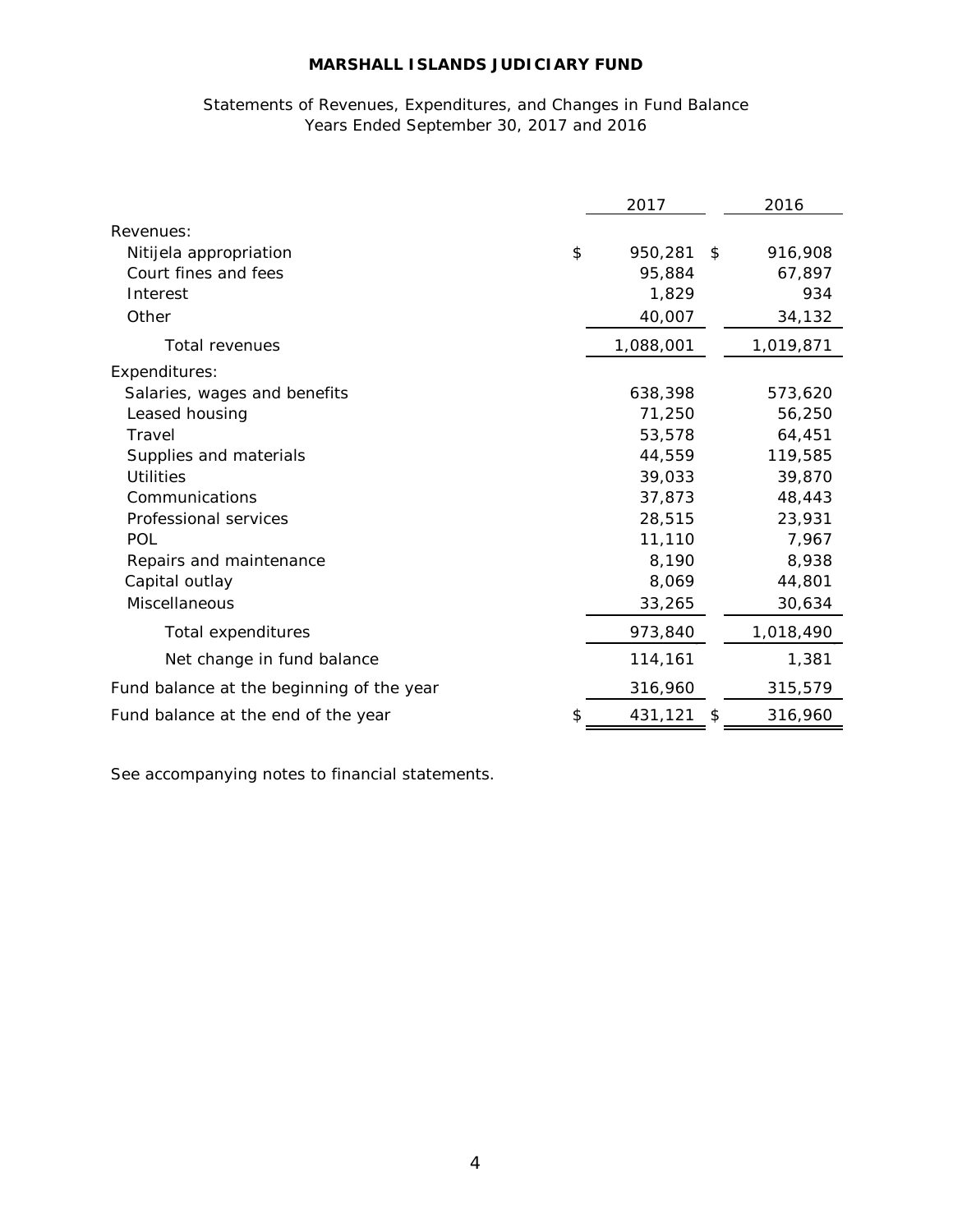# MARSHALL ISLANDS JUDICIARY FUND

Statements of Revenues, Expenditures, and Changes in Fund Balance
Years Ended September 30, 2017 and 2016

| | 2017 | 2016 |
|---|---|---|
| Revenues: | | |
| Nitijela appropriation | $ 950,281 | $ 916,908 |
| Court fines and fees | 95,884 | 67,897 |
| Interest | 1,829 | 934 |
| Other | 40,007 | 34,132 |
| Total revenues | 1,088,001 | 1,019,871 |
| Expenditures: | | |
| Salaries, wages and benefits | 638,398 | 573,620 |
| Leased housing | 71,250 | 56,250 |
| Travel | 53,578 | 64,451 |
| Supplies and materials | 44,559 | 119,585 |
| Utilities | 39,033 | 39,870 |
| Communications | 37,873 | 48,443 |
| Professional services | 28,515 | 23,931 |
| POL | 11,110 | 7,967 |
| Repairs and maintenance | 8,190 | 8,938 |
| Capital outlay | 8,069 | 44,801 |
| Miscellaneous | 33,265 | 30,634 |
| Total expenditures | 973,840 | 1,018,490 |
| Net change in fund balance | 114,161 | 1,381 |
| Fund balance at the beginning of the year | 316,960 | 315,579 |
| Fund balance at the end of the year | $ 431,121 | $ 316,960 |

See accompanying notes to financial statements.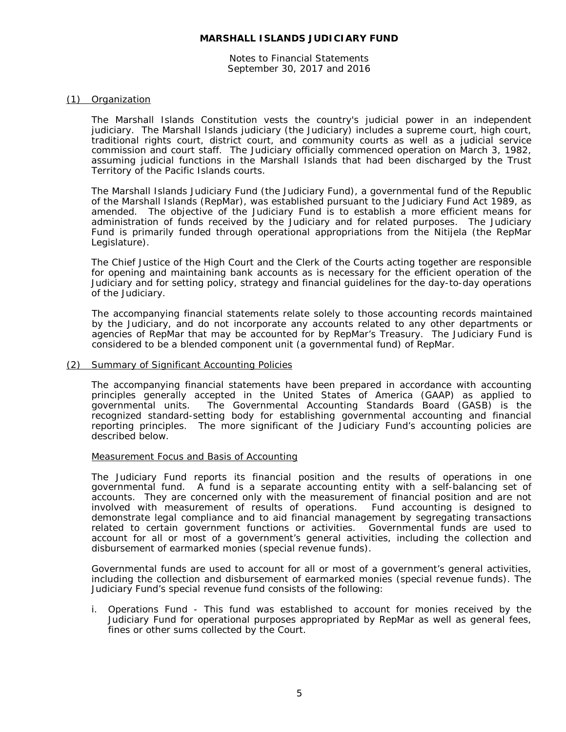**MARSHALL ISLANDS JUDICIARY FUND**

Notes to Financial Statements
September 30, 2017 and 2016

## (1) Organization

The Marshall Islands Constitution vests the country's judicial power in an independent judiciary. The Marshall Islands judiciary (the Judiciary) includes a supreme court, high court, traditional rights court, district court, and community courts as well as a judicial service commission and court staff. The Judiciary officially commenced operation on March 3, 1982, assuming judicial functions in the Marshall Islands that had been discharged by the Trust Territory of the Pacific Islands courts.

The Marshall Islands Judiciary Fund (the Judiciary Fund), a governmental fund of the Republic of the Marshall Islands (RepMar), was established pursuant to the Judiciary Fund Act 1989, as amended. The objective of the Judiciary Fund is to establish a more efficient means for administration of funds received by the Judiciary and for related purposes. The Judiciary Fund is primarily funded through operational appropriations from the Nitijela (the RepMar Legislature).

The Chief Justice of the High Court and the Clerk of the Courts acting together are responsible for opening and maintaining bank accounts as is necessary for the efficient operation of the Judiciary and for setting policy, strategy and financial guidelines for the day-to-day operations of the Judiciary.

The accompanying financial statements relate solely to those accounting records maintained by the Judiciary, and do not incorporate any accounts related to any other departments or agencies of RepMar that may be accounted for by RepMar's Treasury. The Judiciary Fund is considered to be a blended component unit (a governmental fund) of RepMar.

## (2) Summary of Significant Accounting Policies

The accompanying financial statements have been prepared in accordance with accounting principles generally accepted in the United States of America (GAAP) as applied to governmental units. The Governmental Accounting Standards Board (GASB) is the recognized standard-setting body for establishing governmental accounting and financial reporting principles. The more significant of the Judiciary Fund's accounting policies are described below.

### Measurement Focus and Basis of Accounting

The Judiciary Fund reports its financial position and the results of operations in one governmental fund. A fund is a separate accounting entity with a self-balancing set of accounts. They are concerned only with the measurement of financial position and are not involved with measurement of results of operations. Fund accounting is designed to demonstrate legal compliance and to aid financial management by segregating transactions related to certain government functions or activities. Governmental funds are used to account for all or most of a government's general activities, including the collection and disbursement of earmarked monies (special revenue funds).

Governmental funds are used to account for all or most of a government's general activities, including the collection and disbursement of earmarked monies (special revenue funds). The Judiciary Fund's special revenue fund consists of the following:

i. Operations Fund - This fund was established to account for monies received by the Judiciary Fund for operational purposes appropriated by RepMar as well as general fees, fines or other sums collected by the Court.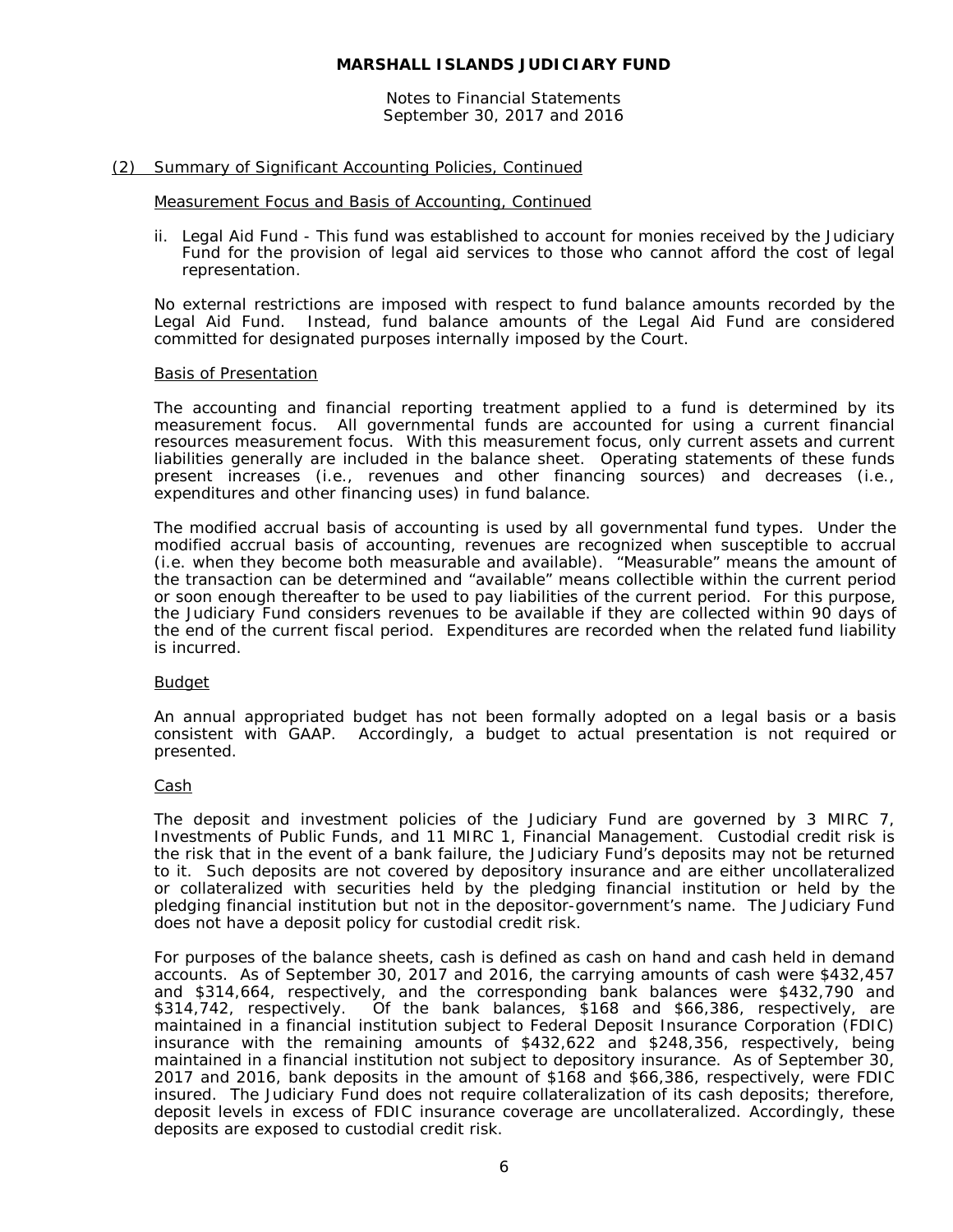## (2) Summary of Significant Accounting Policies, Continued

### Measurement Focus and Basis of Accounting, Continued

ii. Legal Aid Fund - This fund was established to account for monies received by the Judiciary Fund for the provision of legal aid services to those who cannot afford the cost of legal representation.

No external restrictions are imposed with respect to fund balance amounts recorded by the Legal Aid Fund. Instead, fund balance amounts of the Legal Aid Fund are considered committed for designated purposes internally imposed by the Court.

### Basis of Presentation

The accounting and financial reporting treatment applied to a fund is determined by its measurement focus. All governmental funds are accounted for using a current financial resources measurement focus. With this measurement focus, only current assets and current liabilities generally are included in the balance sheet. Operating statements of these funds present increases (i.e., revenues and other financing sources) and decreases (i.e., expenditures and other financing uses) in fund balance.

The modified accrual basis of accounting is used by all governmental fund types. Under the modified accrual basis of accounting, revenues are recognized when susceptible to accrual (i.e. when they become both measurable and available). "Measurable" means the amount of the transaction can be determined and "available" means collectible within the current period or soon enough thereafter to be used to pay liabilities of the current period. For this purpose, the Judiciary Fund considers revenues to be available if they are collected within 90 days of the end of the current fiscal period. Expenditures are recorded when the related fund liability is incurred.

### Budget

An annual appropriated budget has not been formally adopted on a legal basis or a basis consistent with GAAP. Accordingly, a budget to actual presentation is not required or presented.

### Cash

The deposit and investment policies of the Judiciary Fund are governed by 3 MIRC 7, Investments of Public Funds, and 11 MIRC 1, Financial Management. Custodial credit risk is the risk that in the event of a bank failure, the Judiciary Fund's deposits may not be returned to it. Such deposits are not covered by depository insurance and are either uncollateralized or collateralized with securities held by the pledging financial institution or held by the pledging financial institution but not in the depositor-government's name. The Judiciary Fund does not have a deposit policy for custodial credit risk.

For purposes of the balance sheets, cash is defined as cash on hand and cash held in demand accounts. As of September 30, 2017 and 2016, the carrying amounts of cash were $432,457 and $314,664, respectively, and the corresponding bank balances were $432,790 and $314,742, respectively. Of the bank balances, $168 and $66,386, respectively, are maintained in a financial institution subject to Federal Deposit Insurance Corporation (FDIC) insurance with the remaining amounts of $432,622 and $248,356, respectively, being maintained in a financial institution not subject to depository insurance. As of September 30, 2017 and 2016, bank deposits in the amount of $168 and $66,386, respectively, were FDIC insured. The Judiciary Fund does not require collateralization of its cash deposits; therefore, deposit levels in excess of FDIC insurance coverage are uncollateralized. Accordingly, these deposits are exposed to custodial credit risk.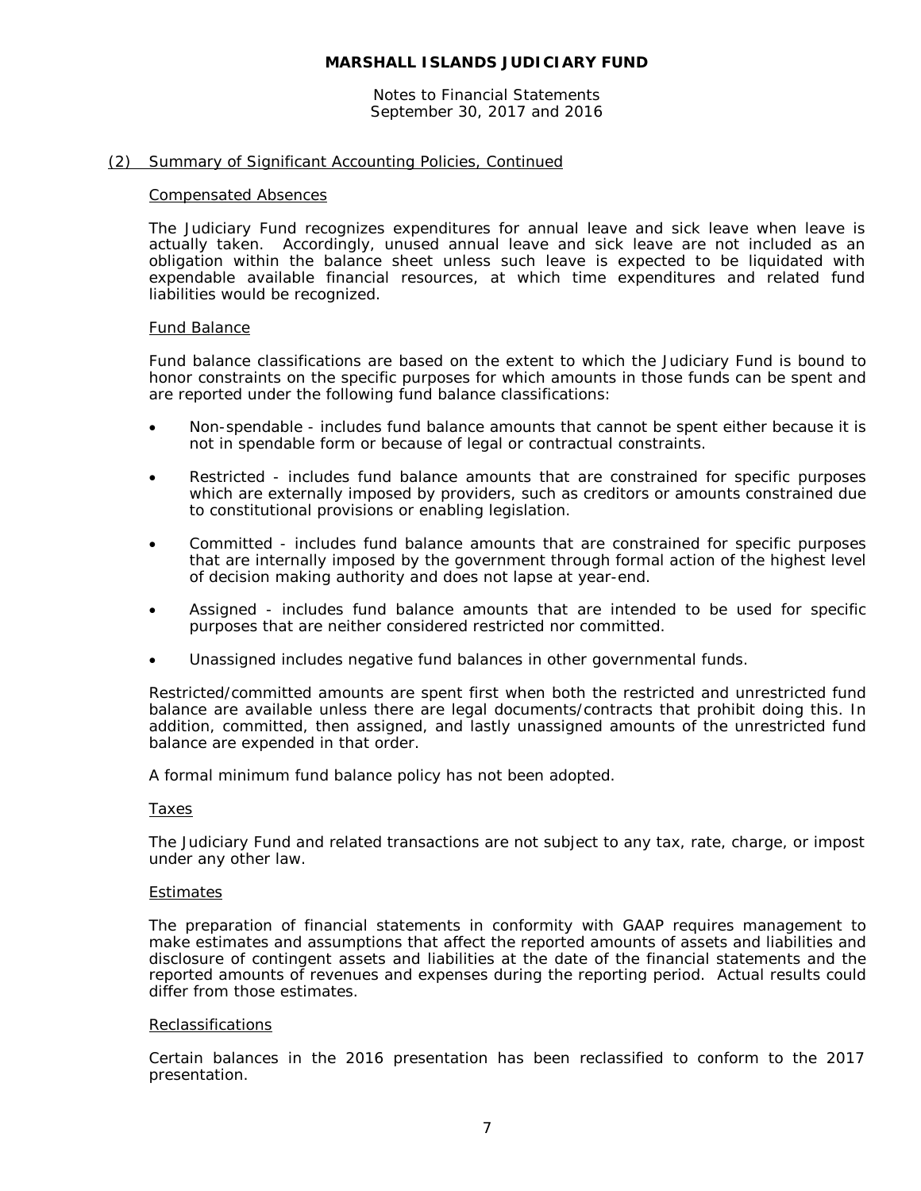**MARSHALL ISLANDS JUDICIARY FUND**

Notes to Financial Statements
September 30, 2017 and 2016

## (2) Summary of Significant Accounting Policies, Continued

### Compensated Absences

The Judiciary Fund recognizes expenditures for annual leave and sick leave when leave is actually taken. Accordingly, unused annual leave and sick leave are not included as an obligation within the balance sheet unless such leave is expected to be liquidated with expendable available financial resources, at which time expenditures and related fund liabilities would be recognized.

### Fund Balance

Fund balance classifications are based on the extent to which the Judiciary Fund is bound to honor constraints on the specific purposes for which amounts in those funds can be spent and are reported under the following fund balance classifications:

- Non-spendable - includes fund balance amounts that cannot be spent either because it is not in spendable form or because of legal or contractual constraints.
- Restricted - includes fund balance amounts that are constrained for specific purposes which are externally imposed by providers, such as creditors or amounts constrained due to constitutional provisions or enabling legislation.
- Committed - includes fund balance amounts that are constrained for specific purposes that are internally imposed by the government through formal action of the highest level of decision making authority and does not lapse at year-end.
- Assigned - includes fund balance amounts that are intended to be used for specific purposes that are neither considered restricted nor committed.
- Unassigned includes negative fund balances in other governmental funds.

Restricted/committed amounts are spent first when both the restricted and unrestricted fund balance are available unless there are legal documents/contracts that prohibit doing this. In addition, committed, then assigned, and lastly unassigned amounts of the unrestricted fund balance are expended in that order.

A formal minimum fund balance policy has not been adopted.

### Taxes

The Judiciary Fund and related transactions are not subject to any tax, rate, charge, or impost under any other law.

### Estimates

The preparation of financial statements in conformity with GAAP requires management to make estimates and assumptions that affect the reported amounts of assets and liabilities and disclosure of contingent assets and liabilities at the date of the financial statements and the reported amounts of revenues and expenses during the reporting period. Actual results could differ from those estimates.

### Reclassifications

Certain balances in the 2016 presentation has been reclassified to conform to the 2017 presentation.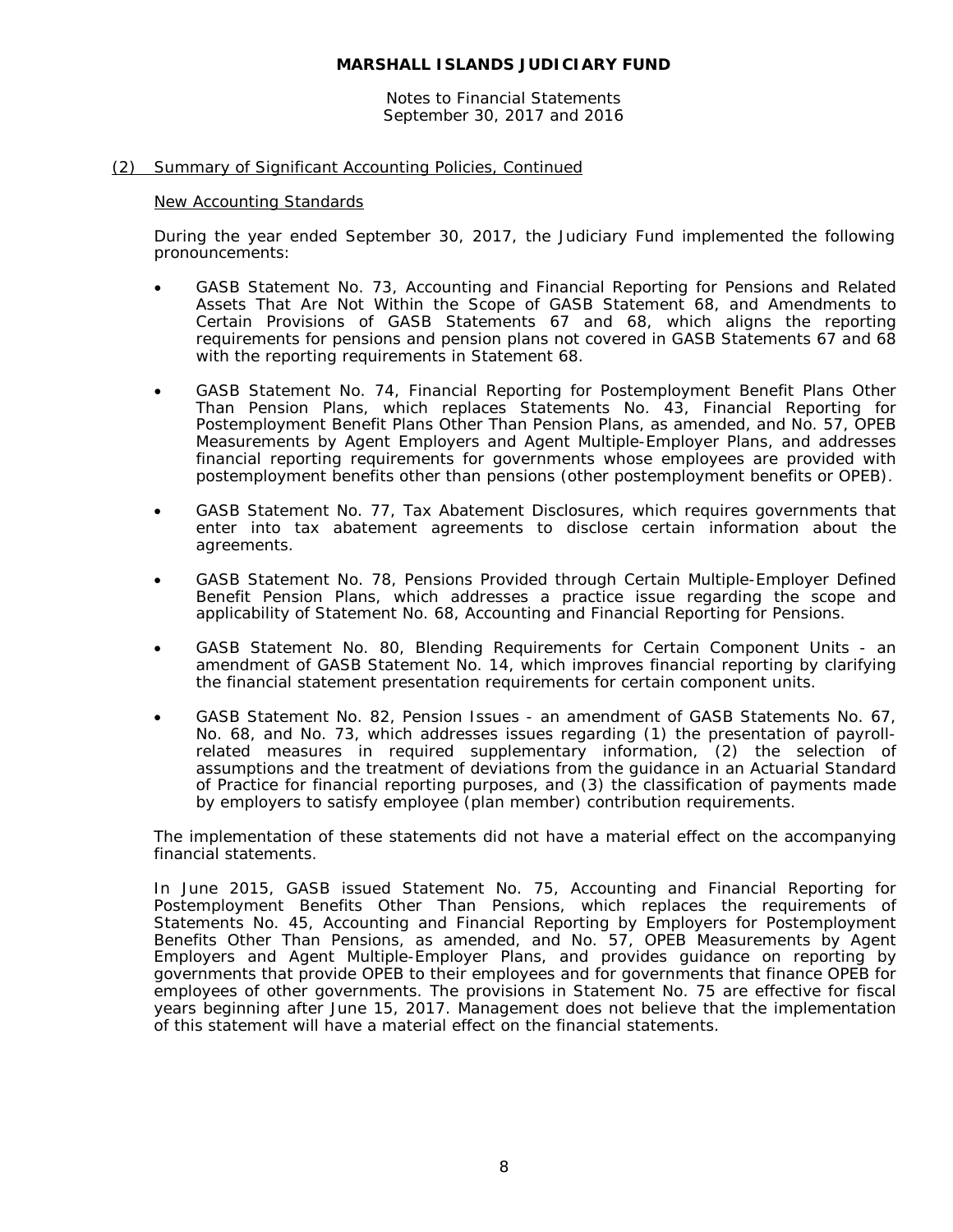## (2) Summary of Significant Accounting Policies, Continued

### New Accounting Standards

During the year ended September 30, 2017, the Judiciary Fund implemented the following pronouncements:

- GASB Statement No. 73, Accounting and Financial Reporting for Pensions and Related Assets That Are Not Within the Scope of GASB Statement 68, and Amendments to Certain Provisions of GASB Statements 67 and 68, which aligns the reporting requirements for pensions and pension plans not covered in GASB Statements 67 and 68 with the reporting requirements in Statement 68.

- GASB Statement No. 74, Financial Reporting for Postemployment Benefit Plans Other Than Pension Plans, which replaces Statements No. 43, Financial Reporting for Postemployment Benefit Plans Other Than Pension Plans, as amended, and No. 57, OPEB Measurements by Agent Employers and Agent Multiple-Employer Plans, and addresses financial reporting requirements for governments whose employees are provided with postemployment benefits other than pensions (other postemployment benefits or OPEB).

- GASB Statement No. 77, Tax Abatement Disclosures, which requires governments that enter into tax abatement agreements to disclose certain information about the agreements.

- GASB Statement No. 78, Pensions Provided through Certain Multiple-Employer Defined Benefit Pension Plans, which addresses a practice issue regarding the scope and applicability of Statement No. 68, Accounting and Financial Reporting for Pensions.

- GASB Statement No. 80, Blending Requirements for Certain Component Units - an amendment of GASB Statement No. 14, which improves financial reporting by clarifying the financial statement presentation requirements for certain component units.

- GASB Statement No. 82, Pension Issues - an amendment of GASB Statements No. 67, No. 68, and No. 73, which addresses issues regarding (1) the presentation of payroll-related measures in required supplementary information, (2) the selection of assumptions and the treatment of deviations from the guidance in an Actuarial Standard of Practice for financial reporting purposes, and (3) the classification of payments made by employers to satisfy employee (plan member) contribution requirements.

The implementation of these statements did not have a material effect on the accompanying financial statements.

In June 2015, GASB issued Statement No. 75, Accounting and Financial Reporting for Postemployment Benefits Other Than Pensions, which replaces the requirements of Statements No. 45, Accounting and Financial Reporting by Employers for Postemployment Benefits Other Than Pensions, as amended, and No. 57, OPEB Measurements by Agent Employers and Agent Multiple-Employer Plans, and provides guidance on reporting by governments that provide OPEB to their employees and for governments that finance OPEB for employees of other governments. The provisions in Statement No. 75 are effective for fiscal years beginning after June 15, 2017. Management does not believe that the implementation of this statement will have a material effect on the financial statements.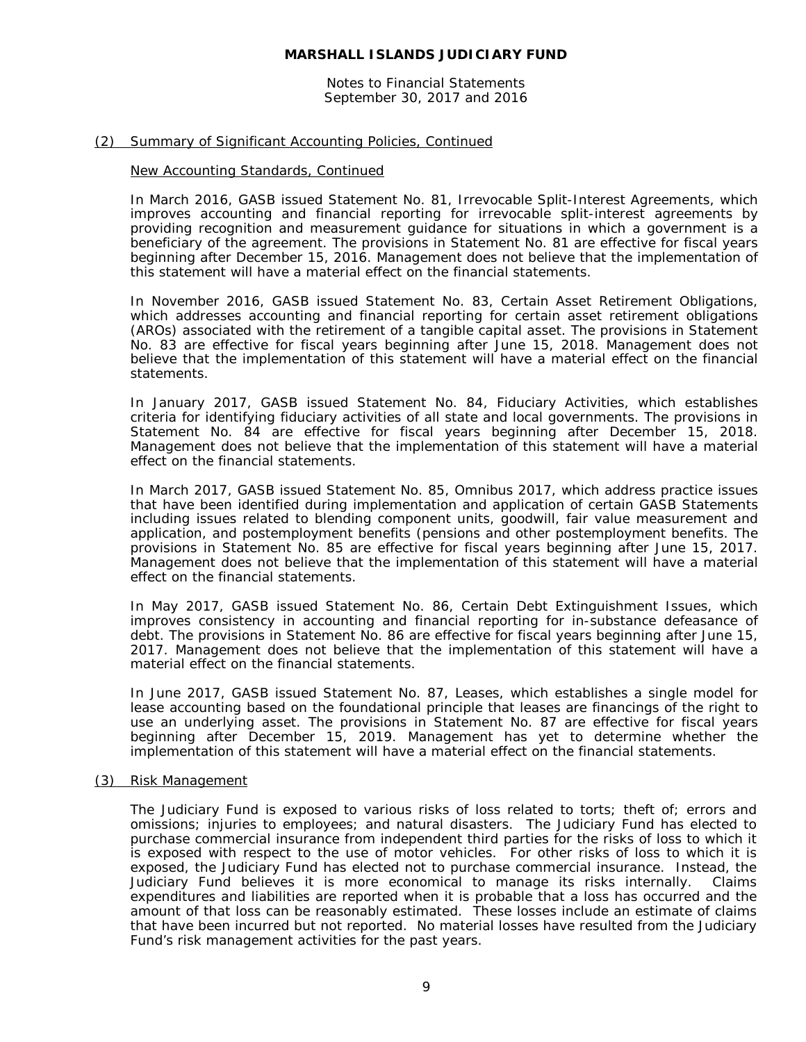## (2) Summary of Significant Accounting Policies, Continued

### New Accounting Standards, Continued

In March 2016, GASB issued Statement No. 81, Irrevocable Split-Interest Agreements, which improves accounting and financial reporting for irrevocable split-interest agreements by providing recognition and measurement guidance for situations in which a government is a beneficiary of the agreement. The provisions in Statement No. 81 are effective for fiscal years beginning after December 15, 2016. Management does not believe that the implementation of this statement will have a material effect on the financial statements.

In November 2016, GASB issued Statement No. 83, Certain Asset Retirement Obligations, which addresses accounting and financial reporting for certain asset retirement obligations (AROs) associated with the retirement of a tangible capital asset. The provisions in Statement No. 83 are effective for fiscal years beginning after June 15, 2018. Management does not believe that the implementation of this statement will have a material effect on the financial statements.

In January 2017, GASB issued Statement No. 84, Fiduciary Activities, which establishes criteria for identifying fiduciary activities of all state and local governments. The provisions in Statement No. 84 are effective for fiscal years beginning after December 15, 2018. Management does not believe that the implementation of this statement will have a material effect on the financial statements.

In March 2017, GASB issued Statement No. 85, Omnibus 2017, which address practice issues that have been identified during implementation and application of certain GASB Statements including issues related to blending component units, goodwill, fair value measurement and application, and postemployment benefits (pensions and other postemployment benefits. The provisions in Statement No. 85 are effective for fiscal years beginning after June 15, 2017. Management does not believe that the implementation of this statement will have a material effect on the financial statements.

In May 2017, GASB issued Statement No. 86, Certain Debt Extinguishment Issues, which improves consistency in accounting and financial reporting for in-substance defeasance of debt. The provisions in Statement No. 86 are effective for fiscal years beginning after June 15, 2017. Management does not believe that the implementation of this statement will have a material effect on the financial statements.

In June 2017, GASB issued Statement No. 87, Leases, which establishes a single model for lease accounting based on the foundational principle that leases are financings of the right to use an underlying asset. The provisions in Statement No. 87 are effective for fiscal years beginning after December 15, 2019. Management has yet to determine whether the implementation of this statement will have a material effect on the financial statements.

## (3) Risk Management

The Judiciary Fund is exposed to various risks of loss related to torts; theft of; errors and omissions; injuries to employees; and natural disasters. The Judiciary Fund has elected to purchase commercial insurance from independent third parties for the risks of loss to which it is exposed with respect to the use of motor vehicles. For other risks of loss to which it is exposed, the Judiciary Fund has elected not to purchase commercial insurance. Instead, the Judiciary Fund believes it is more economical to manage its risks internally. Claims expenditures and liabilities are reported when it is probable that a loss has occurred and the amount of that loss can be reasonably estimated. These losses include an estimate of claims that have been incurred but not reported. No material losses have resulted from the Judiciary Fund's risk management activities for the past years.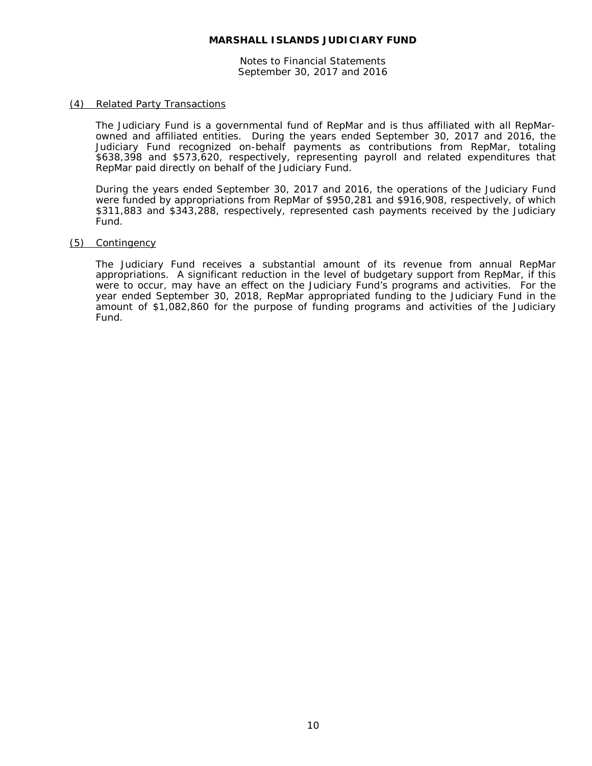## (4) Related Party Transactions

The Judiciary Fund is a governmental fund of RepMar and is thus affiliated with all RepMar-owned and affiliated entities. During the years ended September 30, 2017 and 2016, the Judiciary Fund recognized on-behalf payments as contributions from RepMar, totaling $638,398 and $573,620, respectively, representing payroll and related expenditures that RepMar paid directly on behalf of the Judiciary Fund.

During the years ended September 30, 2017 and 2016, the operations of the Judiciary Fund were funded by appropriations from RepMar of $950,281 and $916,908, respectively, of which $311,883 and $343,288, respectively, represented cash payments received by the Judiciary Fund.

## (5) Contingency

The Judiciary Fund receives a substantial amount of its revenue from annual RepMar appropriations. A significant reduction in the level of budgetary support from RepMar, if this were to occur, may have an effect on the Judiciary Fund's programs and activities. For the year ended September 30, 2018, RepMar appropriated funding to the Judiciary Fund in the amount of $1,082,860 for the purpose of funding programs and activities of the Judiciary Fund.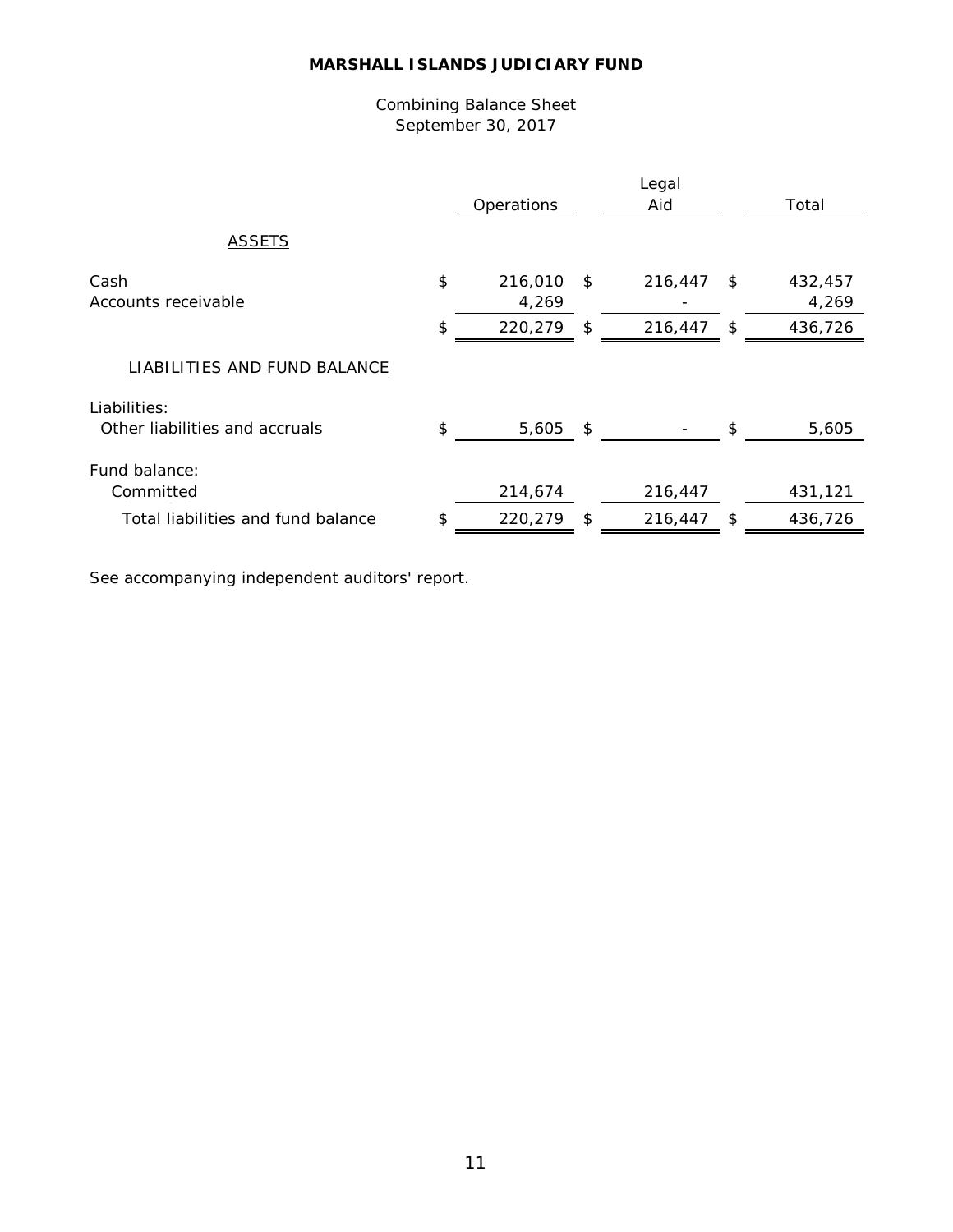# MARSHALL ISLANDS JUDICIARY FUND

Combining Balance Sheet
September 30, 2017

| | Operations | Legal Aid | Total |
|---|---|---|---|
| ASSETS | | | |
| Cash | $ 216,010 | $ 216,447 | $ 432,457 |
| Accounts receivable | 4,269 | - | 4,269 |
| | $ 220,279 | $ 216,447 | $ 436,726 |
| LIABILITIES AND FUND BALANCE | | | |
| Liabilities: | | | |
| Other liabilities and accruals | $ 5,605 | $ - | $ 5,605 |
| Fund balance: | | | |
| Committed | 214,674 | 216,447 | 431,121 |
| Total liabilities and fund balance | $ 220,279 | $ 216,447 | $ 436,726 |

See accompanying independent auditors' report.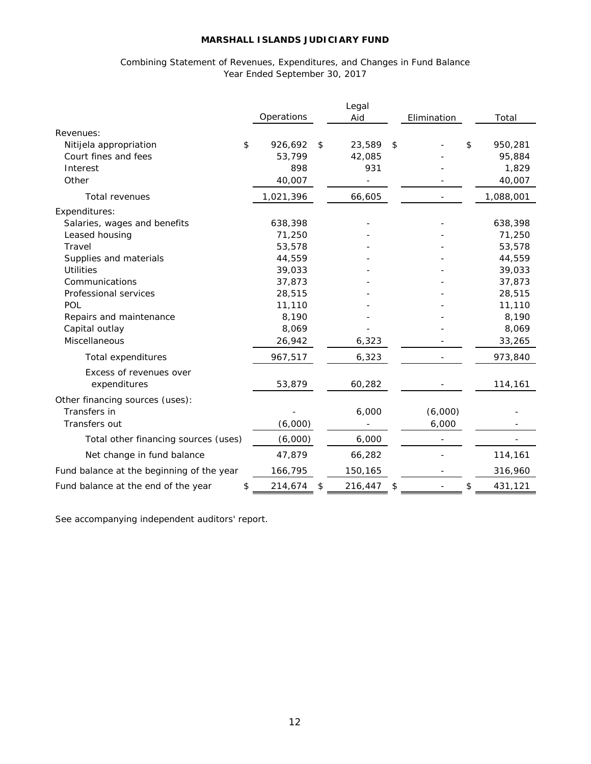**MARSHALL ISLANDS JUDICIARY FUND**

Combining Statement of Revenues, Expenditures, and Changes in Fund Balance
Year Ended September 30, 2017

| | Operations | Legal Aid | Elimination | Total |
|---|---|---|---|---|
| Revenues: | | | | |
| Nitijela appropriation | $ 926,692 | $ 23,589 | $ - | $ 950,281 |
| Court fines and fees | 53,799 | 42,085 | - | 95,884 |
| Interest | 898 | 931 | - | 1,829 |
| Other | 40,007 | - | - | 40,007 |
| Total revenues | 1,021,396 | 66,605 | - | 1,088,001 |
| Expenditures: | | | | |
| Salaries, wages and benefits | 638,398 | - | - | 638,398 |
| Leased housing | 71,250 | - | - | 71,250 |
| Travel | 53,578 | - | - | 53,578 |
| Supplies and materials | 44,559 | - | - | 44,559 |
| Utilities | 39,033 | - | - | 39,033 |
| Communications | 37,873 | - | - | 37,873 |
| Professional services | 28,515 | - | - | 28,515 |
| POL | 11,110 | - | - | 11,110 |
| Repairs and maintenance | 8,190 | - | - | 8,190 |
| Capital outlay | 8,069 | - | - | 8,069 |
| Miscellaneous | 26,942 | 6,323 | - | 33,265 |
| Total expenditures | 967,517 | 6,323 | - | 973,840 |
| Excess of revenues over expenditures | 53,879 | 60,282 | - | 114,161 |
| Other financing sources (uses): | | | | |
| Transfers in | - | 6,000 | (6,000) | - |
| Transfers out | (6,000) | - | 6,000 | - |
| Total other financing sources (uses) | (6,000) | 6,000 | - | - |
| Net change in fund balance | 47,879 | 66,282 | - | 114,161 |
| Fund balance at the beginning of the year | 166,795 | 150,165 | - | 316,960 |
| Fund balance at the end of the year | $ 214,674 | $ 216,447 | $ - | $ 431,121 |

See accompanying independent auditors' report.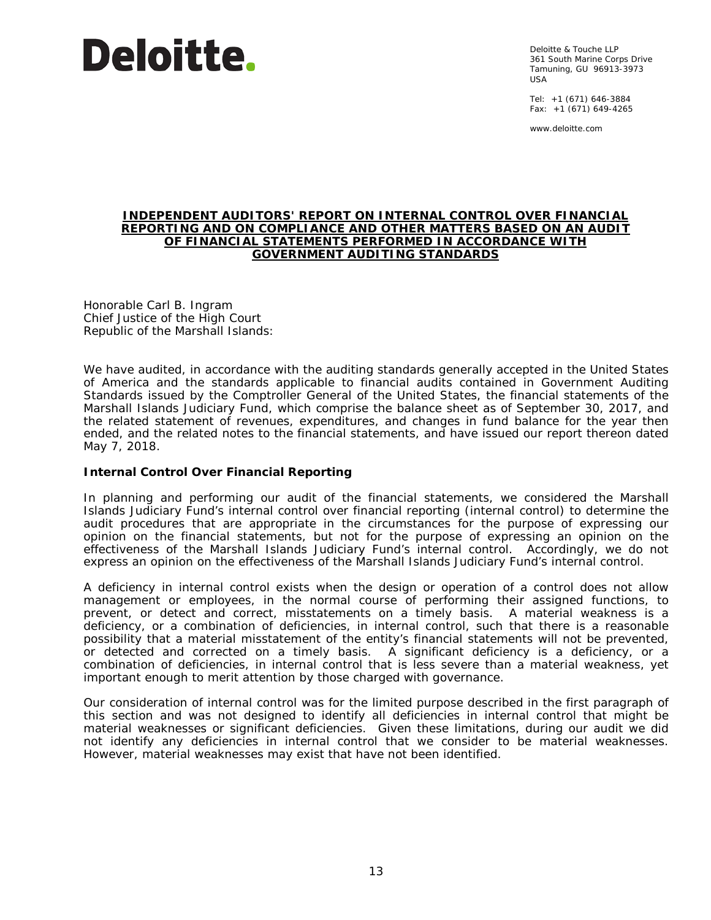**Deloitte.**

Deloitte & Touche LLP
361 South Marine Corps Drive
Tamuning, GU 96913-3973
USA

Tel: +1 (671) 646-3884
Fax: +1 (671) 649-4265

www.deloitte.com

# INDEPENDENT AUDITORS' REPORT ON INTERNAL CONTROL OVER FINANCIAL REPORTING AND ON COMPLIANCE AND OTHER MATTERS BASED ON AN AUDIT OF FINANCIAL STATEMENTS PERFORMED IN ACCORDANCE WITH GOVERNMENT AUDITING STANDARDS

Honorable Carl B. Ingram
Chief Justice of the High Court
Republic of the Marshall Islands:

We have audited, in accordance with the auditing standards generally accepted in the United States of America and the standards applicable to financial audits contained in Government Auditing Standards issued by the Comptroller General of the United States, the financial statements of the Marshall Islands Judiciary Fund, which comprise the balance sheet as of September 30, 2017, and the related statement of revenues, expenditures, and changes in fund balance for the year then ended, and the related notes to the financial statements, and have issued our report thereon dated May 7, 2018.

**Internal Control Over Financial Reporting**

In planning and performing our audit of the financial statements, we considered the Marshall Islands Judiciary Fund's internal control over financial reporting (internal control) to determine the audit procedures that are appropriate in the circumstances for the purpose of expressing our opinion on the financial statements, but not for the purpose of expressing an opinion on the effectiveness of the Marshall Islands Judiciary Fund's internal control. Accordingly, we do not express an opinion on the effectiveness of the Marshall Islands Judiciary Fund's internal control.

A deficiency in internal control exists when the design or operation of a control does not allow management or employees, in the normal course of performing their assigned functions, to prevent, or detect and correct, misstatements on a timely basis. A material weakness is a deficiency, or a combination of deficiencies, in internal control, such that there is a reasonable possibility that a material misstatement of the entity's financial statements will not be prevented, or detected and corrected on a timely basis. A significant deficiency is a deficiency, or a combination of deficiencies, in internal control that is less severe than a material weakness, yet important enough to merit attention by those charged with governance.

Our consideration of internal control was for the limited purpose described in the first paragraph of this section and was not designed to identify all deficiencies in internal control that might be material weaknesses or significant deficiencies. Given these limitations, during our audit we did not identify any deficiencies in internal control that we consider to be material weaknesses. However, material weaknesses may exist that have not been identified.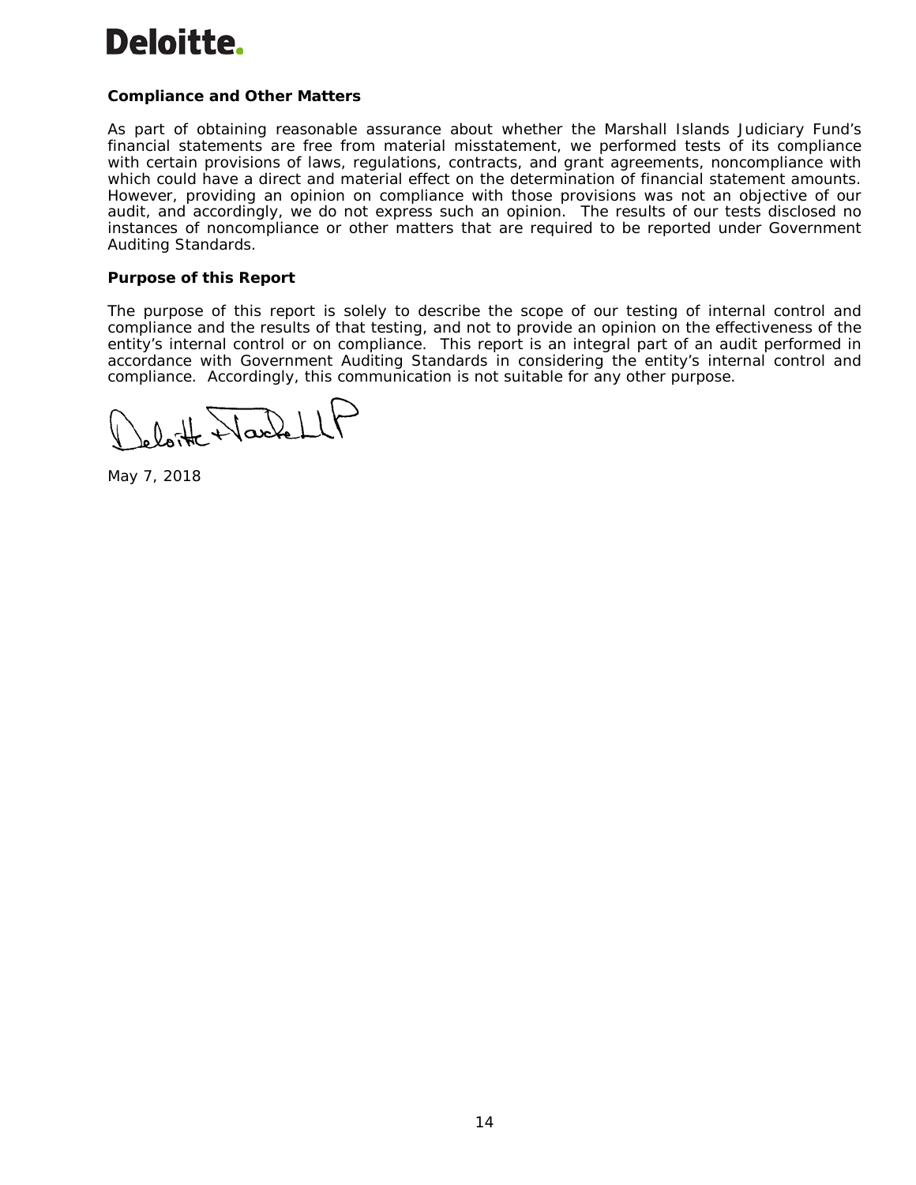**Compliance and Other Matters**

As part of obtaining reasonable assurance about whether the Marshall Islands Judiciary Fund's financial statements are free from material misstatement, we performed tests of its compliance with certain provisions of laws, regulations, contracts, and grant agreements, noncompliance with which could have a direct and material effect on the determination of financial statement amounts. However, providing an opinion on compliance with those provisions was not an objective of our audit, and accordingly, we do not express such an opinion. The results of our tests disclosed no instances of noncompliance or other matters that are required to be reported under Government Auditing Standards.

**Purpose of this Report**

The purpose of this report is solely to describe the scope of our testing of internal control and compliance and the results of that testing, and not to provide an opinion on the effectiveness of the entity's internal control or on compliance. This report is an integral part of an audit performed in accordance with Government Auditing Standards in considering the entity's internal control and compliance. Accordingly, this communication is not suitable for any other purpose.

Deloitte & Touche LLP

May 7, 2018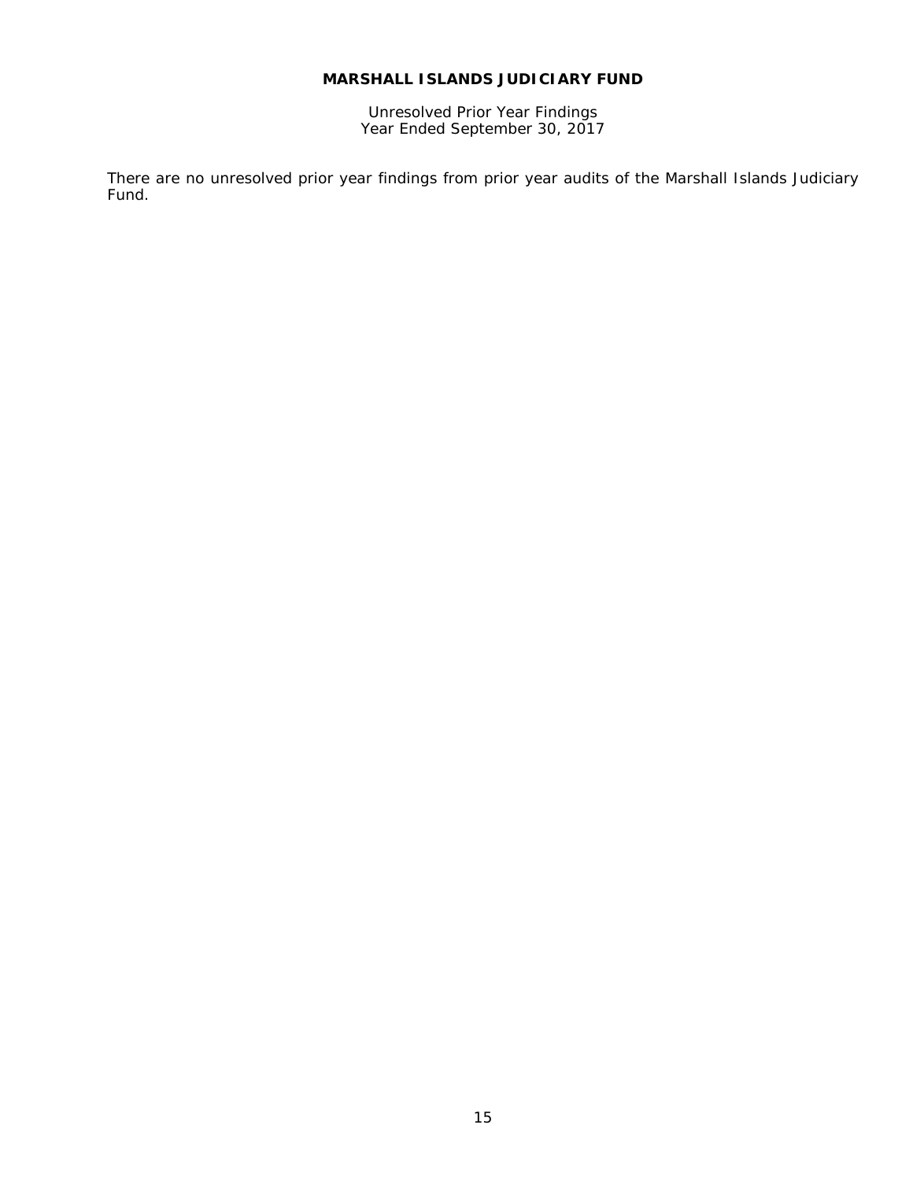# MARSHALL ISLANDS JUDICIARY FUND

Unresolved Prior Year Findings
Year Ended September 30, 2017

There are no unresolved prior year findings from prior year audits of the Marshall Islands Judiciary Fund.